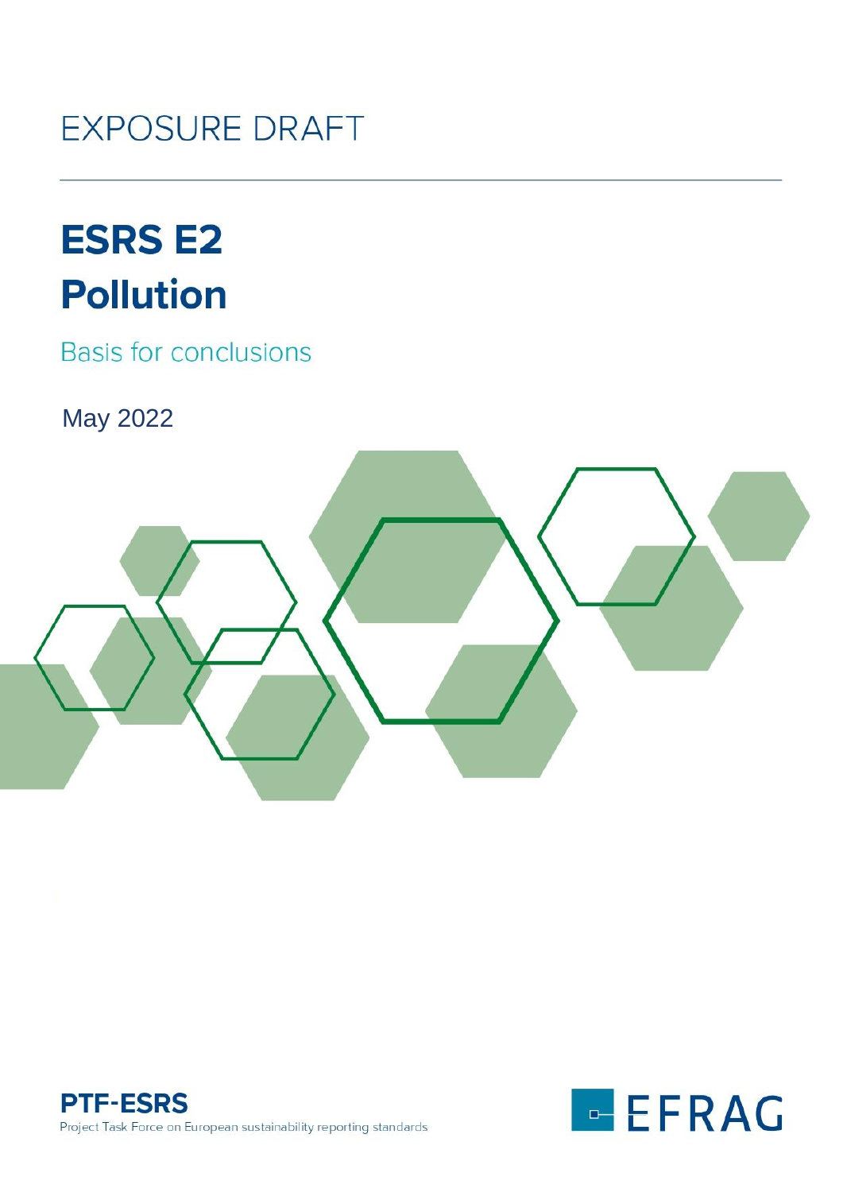EXPOSURE DRAFT

# ESRS E2
# Pollution

Basis for conclusions

May 2022

**PTF-ESRS**
Project Task Force on European sustainability reporting standards

EFRAG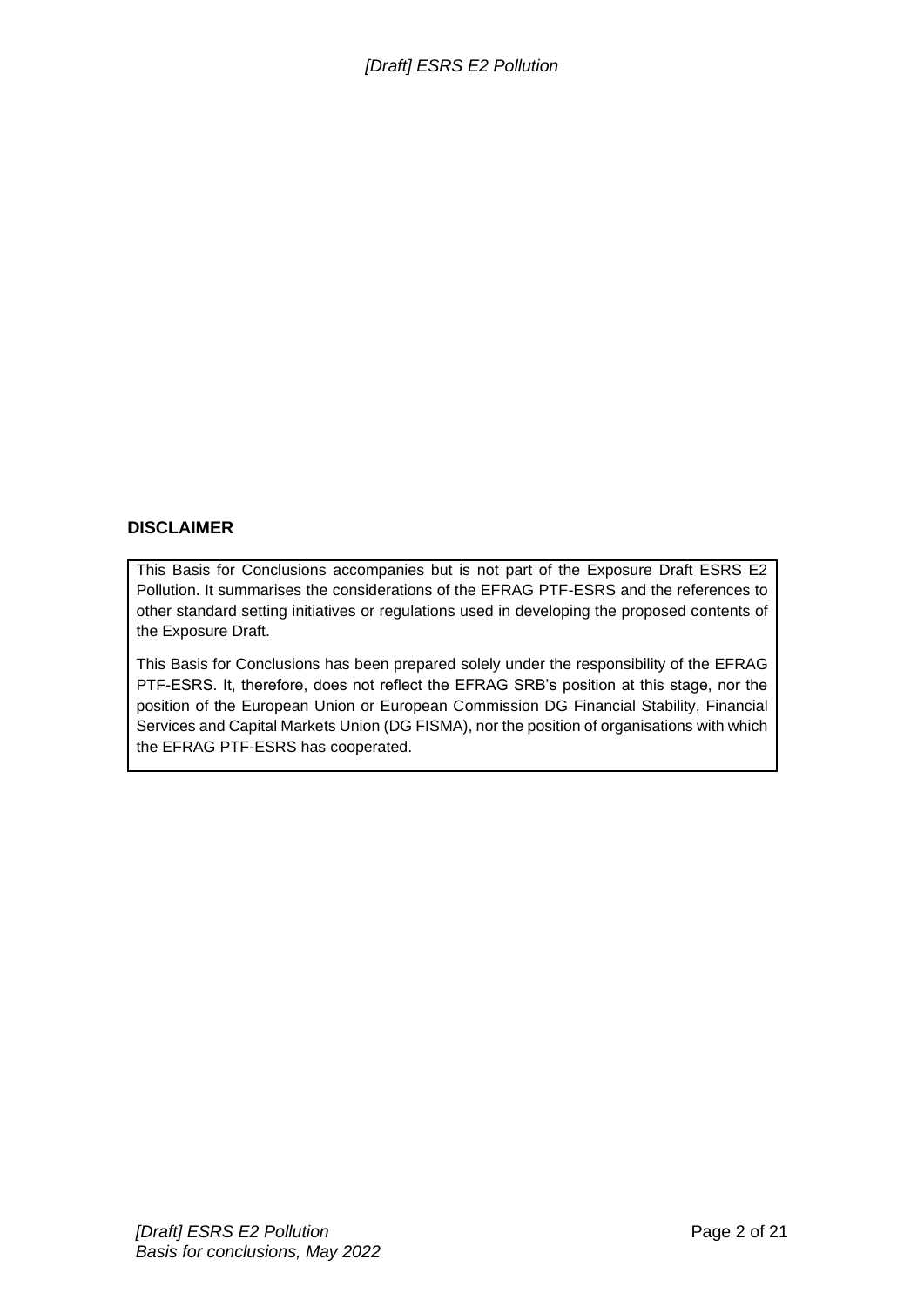## DISCLAIMER

This Basis for Conclusions accompanies but is not part of the Exposure Draft ESRS E2 Pollution. It summarises the considerations of the EFRAG PTF-ESRS and the references to other standard setting initiatives or regulations used in developing the proposed contents of the Exposure Draft.

This Basis for Conclusions has been prepared solely under the responsibility of the EFRAG PTF-ESRS. It, therefore, does not reflect the EFRAG SRB's position at this stage, nor the position of the European Union or European Commission DG Financial Stability, Financial Services and Capital Markets Union (DG FISMA), nor the position of organisations with which the EFRAG PTF-ESRS has cooperated.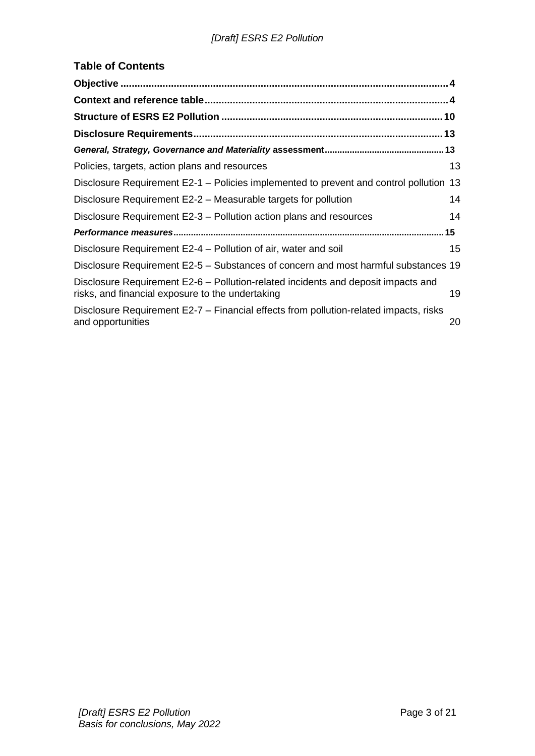## Table of Contents

**Objective** .................................................................................................................... **4**

**Context and reference table** ....................................................................................... **4**

**Structure of ESRS E2 Pollution** ............................................................................... **10**

**Disclosure Requirements** ........................................................................................ **13**

***General, Strategy, Governance and Materiality* assessment** ................................................ **13**

Policies, targets, action plans and resources 13

Disclosure Requirement E2-1 – Policies implemented to prevent and control pollution 13

Disclosure Requirement E2-2 – Measurable targets for pollution 14

Disclosure Requirement E2-3 – Pollution action plans and resources 14

***Performance measures*** ........................................................................................................ **15**

Disclosure Requirement E2-4 – Pollution of air, water and soil 15

Disclosure Requirement E2-5 – Substances of concern and most harmful substances 19

Disclosure Requirement E2-6 – Pollution-related incidents and deposit impacts and risks, and financial exposure to the undertaking 19

Disclosure Requirement E2-7 – Financial effects from pollution-related impacts, risks and opportunities 20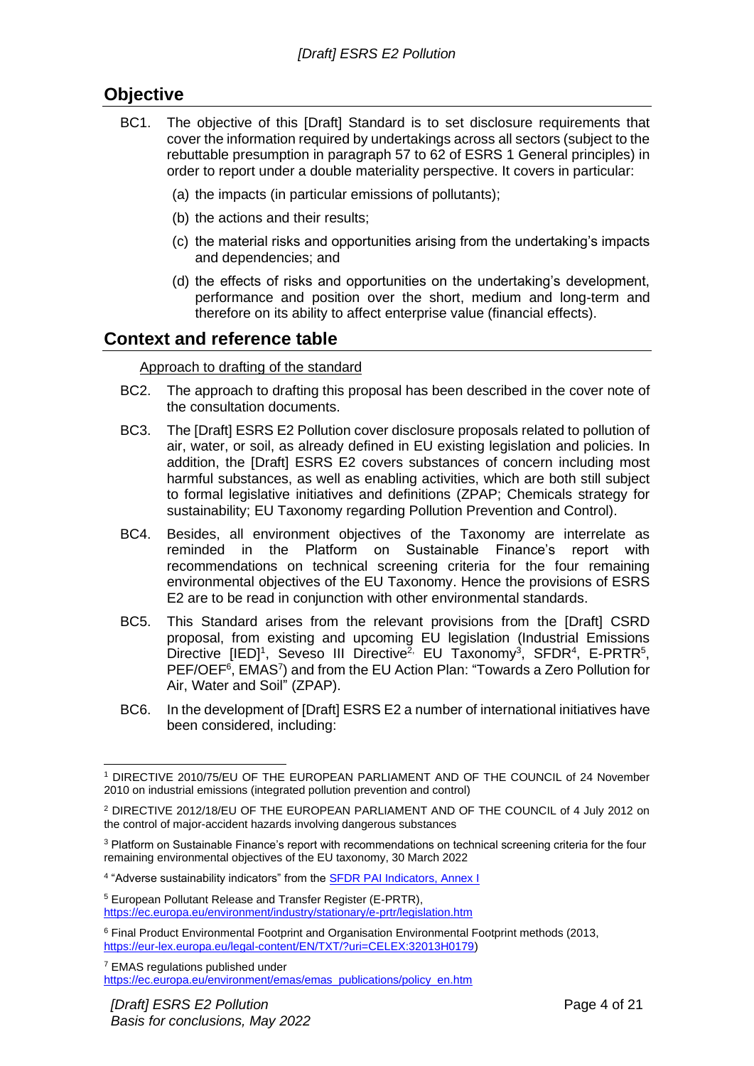## Objective

BC1. The objective of this [Draft] Standard is to set disclosure requirements that cover the information required by undertakings across all sectors (subject to the rebuttable presumption in paragraph 57 to 62 of ESRS 1 General principles) in order to report under a double materiality perspective. It covers in particular:

(a) the impacts (in particular emissions of pollutants);

(b) the actions and their results;

(c) the material risks and opportunities arising from the undertaking's impacts and dependencies; and

(d) the effects of risks and opportunities on the undertaking's development, performance and position over the short, medium and long-term and therefore on its ability to affect enterprise value (financial effects).

## Context and reference table

Approach to drafting of the standard

BC2. The approach to drafting this proposal has been described in the cover note of the consultation documents.

BC3. The [Draft] ESRS E2 Pollution cover disclosure proposals related to pollution of air, water, or soil, as already defined in EU existing legislation and policies. In addition, the [Draft] ESRS E2 covers substances of concern including most harmful substances, as well as enabling activities, which are both still subject to formal legislative initiatives and definitions (ZPAP; Chemicals strategy for sustainability; EU Taxonomy regarding Pollution Prevention and Control).

BC4. Besides, all environment objectives of the Taxonomy are interrelate as reminded in the Platform on Sustainable Finance's report with recommendations on technical screening criteria for the four remaining environmental objectives of the EU Taxonomy. Hence the provisions of ESRS E2 are to be read in conjunction with other environmental standards.

BC5. This Standard arises from the relevant provisions from the [Draft] CSRD proposal, from existing and upcoming EU legislation (Industrial Emissions Directive [IED][1], Seveso III Directive[2], EU Taxonomy[3], SFDR[4], E-PRTR[5], PEF/OEF[6], EMAS[7]) and from the EU Action Plan: "Towards a Zero Pollution for Air, Water and Soil" (ZPAP).

BC6. In the development of [Draft] ESRS E2 a number of international initiatives have been considered, including:

---

[1] DIRECTIVE 2010/75/EU OF THE EUROPEAN PARLIAMENT AND OF THE COUNCIL of 24 November 2010 on industrial emissions (integrated pollution prevention and control)

[2] DIRECTIVE 2012/18/EU OF THE EUROPEAN PARLIAMENT AND OF THE COUNCIL of 4 July 2012 on the control of major-accident hazards involving dangerous substances

[3] Platform on Sustainable Finance's report with recommendations on technical screening criteria for the four remaining environmental objectives of the EU taxonomy, 30 March 2022

[4] "Adverse sustainability indicators" from the SFDR PAI Indicators, Annex I

[5] European Pollutant Release and Transfer Register (E-PRTR), https://ec.europa.eu/environment/industry/stationary/e-prtr/legislation.htm

[6] Final Product Environmental Footprint and Organisation Environmental Footprint methods (2013, https://eur-lex.europa.eu/legal-content/EN/TXT/?uri=CELEX:32013H0179)

[7] EMAS regulations published under https://ec.europa.eu/environment/emas/emas_publications/policy_en.htm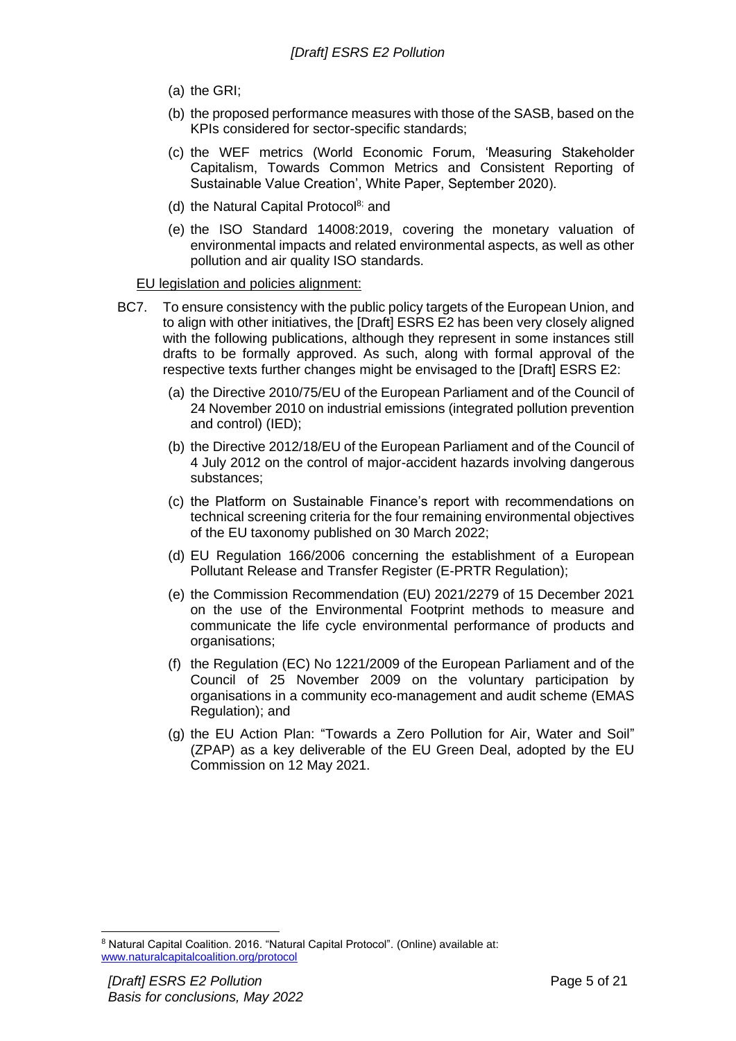(a) the GRI;

(b) the proposed performance measures with those of the SASB, based on the KPIs considered for sector-specific standards;

(c) the WEF metrics (World Economic Forum, 'Measuring Stakeholder Capitalism, Towards Common Metrics and Consistent Reporting of Sustainable Value Creation', White Paper, September 2020).

(d) the Natural Capital Protocol[8;] and

(e) the ISO Standard 14008:2019, covering the monetary valuation of environmental impacts and related environmental aspects, as well as other pollution and air quality ISO standards.

EU legislation and policies alignment:

BC7. To ensure consistency with the public policy targets of the European Union, and to align with other initiatives, the [Draft] ESRS E2 has been very closely aligned with the following publications, although they represent in some instances still drafts to be formally approved. As such, along with formal approval of the respective texts further changes might be envisaged to the [Draft] ESRS E2:

(a) the Directive 2010/75/EU of the European Parliament and of the Council of 24 November 2010 on industrial emissions (integrated pollution prevention and control) (IED);

(b) the Directive 2012/18/EU of the European Parliament and of the Council of 4 July 2012 on the control of major-accident hazards involving dangerous substances;

(c) the Platform on Sustainable Finance's report with recommendations on technical screening criteria for the four remaining environmental objectives of the EU taxonomy published on 30 March 2022;

(d) EU Regulation 166/2006 concerning the establishment of a European Pollutant Release and Transfer Register (E-PRTR Regulation);

(e) the Commission Recommendation (EU) 2021/2279 of 15 December 2021 on the use of the Environmental Footprint methods to measure and communicate the life cycle environmental performance of products and organisations;

(f) the Regulation (EC) No 1221/2009 of the European Parliament and of the Council of 25 November 2009 on the voluntary participation by organisations in a community eco-management and audit scheme (EMAS Regulation); and

(g) the EU Action Plan: "Towards a Zero Pollution for Air, Water and Soil" (ZPAP) as a key deliverable of the EU Green Deal, adopted by the EU Commission on 12 May 2021.

---

[8] Natural Capital Coalition. 2016. "Natural Capital Protocol". (Online) available at: www.naturalcapitalcoalition.org/protocol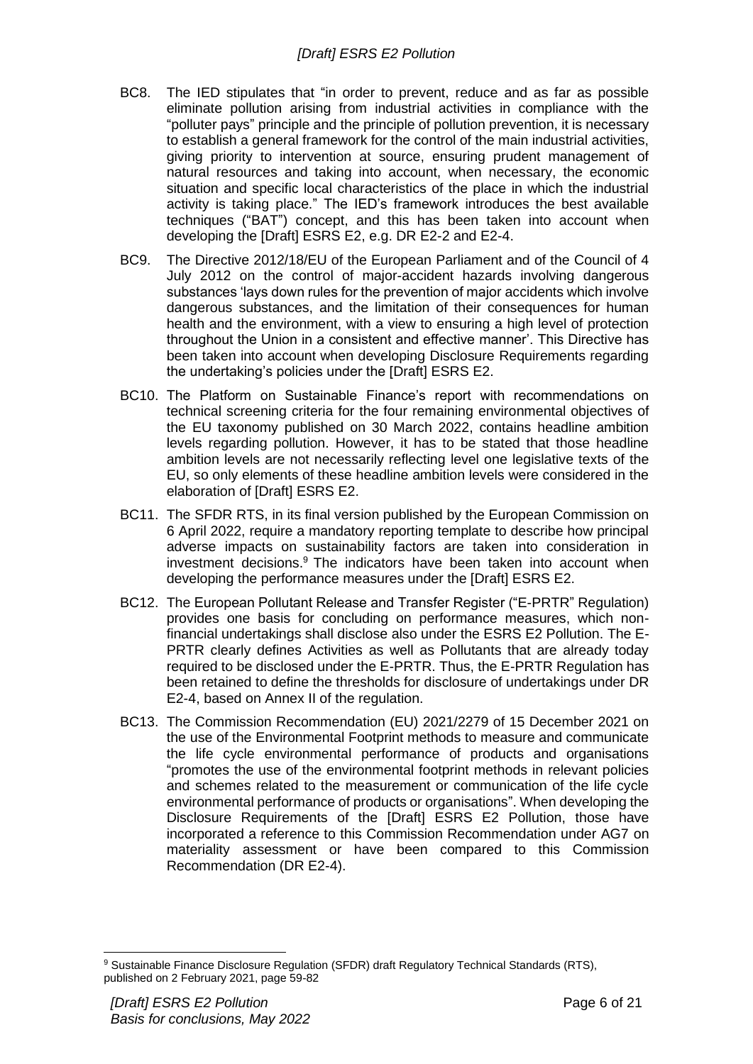BC8. The IED stipulates that "in order to prevent, reduce and as far as possible eliminate pollution arising from industrial activities in compliance with the "polluter pays" principle and the principle of pollution prevention, it is necessary to establish a general framework for the control of the main industrial activities, giving priority to intervention at source, ensuring prudent management of natural resources and taking into account, when necessary, the economic situation and specific local characteristics of the place in which the industrial activity is taking place." The IED's framework introduces the best available techniques ("BAT") concept, and this has been taken into account when developing the [Draft] ESRS E2, e.g. DR E2-2 and E2-4.

BC9. The Directive 2012/18/EU of the European Parliament and of the Council of 4 July 2012 on the control of major-accident hazards involving dangerous substances 'lays down rules for the prevention of major accidents which involve dangerous substances, and the limitation of their consequences for human health and the environment, with a view to ensuring a high level of protection throughout the Union in a consistent and effective manner'. This Directive has been taken into account when developing Disclosure Requirements regarding the undertaking's policies under the [Draft] ESRS E2.

BC10. The Platform on Sustainable Finance's report with recommendations on technical screening criteria for the four remaining environmental objectives of the EU taxonomy published on 30 March 2022, contains headline ambition levels regarding pollution. However, it has to be stated that those headline ambition levels are not necessarily reflecting level one legislative texts of the EU, so only elements of these headline ambition levels were considered in the elaboration of [Draft] ESRS E2.

BC11. The SFDR RTS, in its final version published by the European Commission on 6 April 2022, require a mandatory reporting template to describe how principal adverse impacts on sustainability factors are taken into consideration in investment decisions.[9] The indicators have been taken into account when developing the performance measures under the [Draft] ESRS E2.

BC12. The European Pollutant Release and Transfer Register ("E-PRTR" Regulation) provides one basis for concluding on performance measures, which non-financial undertakings shall disclose also under the ESRS E2 Pollution. The E-PRTR clearly defines Activities as well as Pollutants that are already today required to be disclosed under the E-PRTR. Thus, the E-PRTR Regulation has been retained to define the thresholds for disclosure of undertakings under DR E2-4, based on Annex II of the regulation.

BC13. The Commission Recommendation (EU) 2021/2279 of 15 December 2021 on the use of the Environmental Footprint methods to measure and communicate the life cycle environmental performance of products and organisations "promotes the use of the environmental footprint methods in relevant policies and schemes related to the measurement or communication of the life cycle environmental performance of products or organisations". When developing the Disclosure Requirements of the [Draft] ESRS E2 Pollution, those have incorporated a reference to this Commission Recommendation under AG7 on materiality assessment or have been compared to this Commission Recommendation (DR E2-4).

[9] Sustainable Finance Disclosure Regulation (SFDR) draft Regulatory Technical Standards (RTS), published on 2 February 2021, page 59-82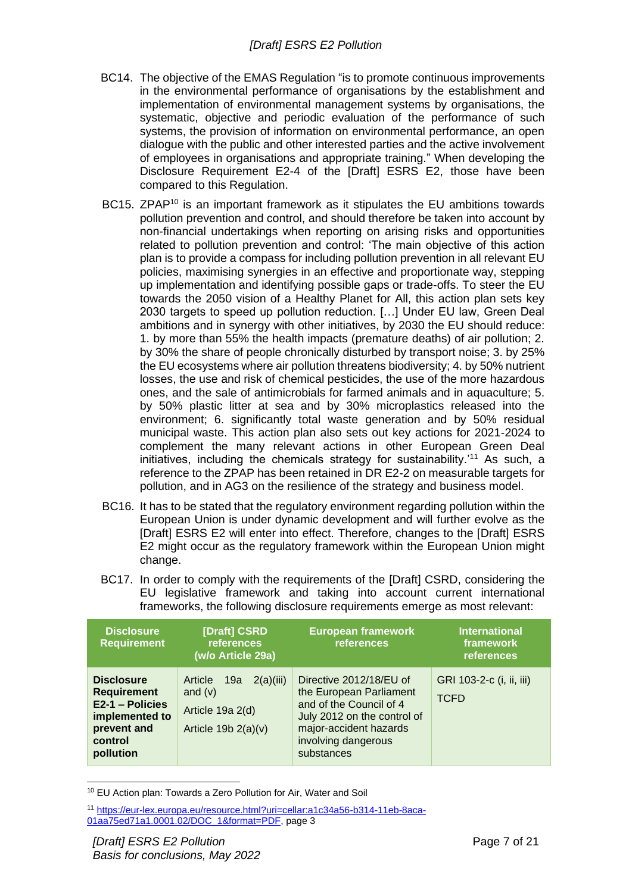BC14. The objective of the EMAS Regulation "is to promote continuous improvements in the environmental performance of organisations by the establishment and implementation of environmental management systems by organisations, the systematic, objective and periodic evaluation of the performance of such systems, the provision of information on environmental performance, an open dialogue with the public and other interested parties and the active involvement of employees in organisations and appropriate training." When developing the Disclosure Requirement E2-4 of the [Draft] ESRS E2, those have been compared to this Regulation.

BC15. ZPAP[10] is an important framework as it stipulates the EU ambitions towards pollution prevention and control, and should therefore be taken into account by non-financial undertakings when reporting on arising risks and opportunities related to pollution prevention and control: 'The main objective of this action plan is to provide a compass for including pollution prevention in all relevant EU policies, maximising synergies in an effective and proportionate way, stepping up implementation and identifying possible gaps or trade-offs. To steer the EU towards the 2050 vision of a Healthy Planet for All, this action plan sets key 2030 targets to speed up pollution reduction. […] Under EU law, Green Deal ambitions and in synergy with other initiatives, by 2030 the EU should reduce: 1. by more than 55% the health impacts (premature deaths) of air pollution; 2. by 30% the share of people chronically disturbed by transport noise; 3. by 25% the EU ecosystems where air pollution threatens biodiversity; 4. by 50% nutrient losses, the use and risk of chemical pesticides, the use of the more hazardous ones, and the sale of antimicrobials for farmed animals and in aquaculture; 5. by 50% plastic litter at sea and by 30% microplastics released into the environment; 6. significantly total waste generation and by 50% residual municipal waste. This action plan also sets out key actions for 2021-2024 to complement the many relevant actions in other European Green Deal initiatives, including the chemicals strategy for sustainability.'[11] As such, a reference to the ZPAP has been retained in DR E2-2 on measurable targets for pollution, and in AG3 on the resilience of the strategy and business model.

BC16. It has to be stated that the regulatory environment regarding pollution within the European Union is under dynamic development and will further evolve as the [Draft] ESRS E2 will enter into effect. Therefore, changes to the [Draft] ESRS E2 might occur as the regulatory framework within the European Union might change.

BC17. In order to comply with the requirements of the [Draft] CSRD, considering the EU legislative framework and taking into account current international frameworks, the following disclosure requirements emerge as most relevant:

| Disclosure Requirement | [Draft] CSRD references (w/o Article 29a) | European framework references | International framework references |
|---|---|---|---|
| **Disclosure Requirement E2-1 – Policies implemented to prevent and control pollution** | Article 19a 2(a)(iii) and (v)<br>Article 19a 2(d)<br>Article 19b 2(a)(v) | Directive 2012/18/EU of the European Parliament and of the Council of 4 July 2012 on the control of major-accident hazards involving dangerous substances | GRI 103-2-c (i, ii, iii)<br>TCFD |

[10] EU Action plan: Towards a Zero Pollution for Air, Water and Soil

[11] https://eur-lex.europa.eu/resource.html?uri=cellar:a1c34a56-b314-11eb-8aca-01aa75ed71a1.0001.02/DOC_1&format=PDF, page 3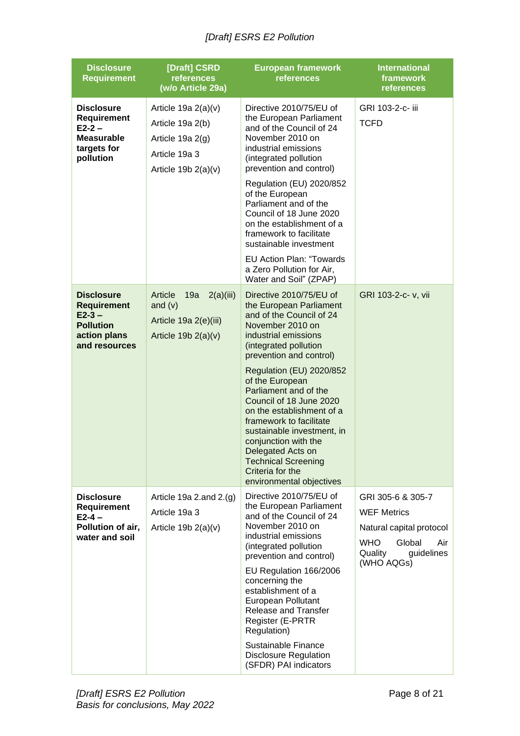| Disclosure Requirement | [Draft] CSRD references (w/o Article 29a) | European framework references | International framework references |
|---|---|---|---|
| **Disclosure Requirement E2-2 – Measurable targets for pollution** | Article 19a 2(a)(v)<br>Article 19a 2(b)<br>Article 19a 2(g)<br>Article 19a 3<br>Article 19b 2(a)(v) | Directive 2010/75/EU of the European Parliament and of the Council of 24 November 2010 on industrial emissions (integrated pollution prevention and control)<br>Regulation (EU) 2020/852 of the European Parliament and of the Council of 18 June 2020 on the establishment of a framework to facilitate sustainable investment<br>EU Action Plan: "Towards a Zero Pollution for Air, Water and Soil" (ZPAP) | GRI 103-2-c- iii<br>TCFD |
| **Disclosure Requirement E2-3 – Pollution action plans and resources** | Article 19a 2(a)(iii) and (v)<br>Article 19a 2(e)(iii)<br>Article 19b 2(a)(v) | Directive 2010/75/EU of the European Parliament and of the Council of 24 November 2010 on industrial emissions (integrated pollution prevention and control)<br>Regulation (EU) 2020/852 of the European Parliament and of the Council of 18 June 2020 on the establishment of a framework to facilitate sustainable investment, in conjunction with the Delegated Acts on Technical Screening Criteria for the environmental objectives | GRI 103-2-c- v, vii |
| **Disclosure Requirement E2-4 – Pollution of air, water and soil** | Article 19a 2.and 2.(g)<br>Article 19a 3<br>Article 19b 2(a)(v) | Directive 2010/75/EU of the European Parliament and of the Council of 24 November 2010 on industrial emissions (integrated pollution prevention and control)<br>EU Regulation 166/2006 concerning the establishment of a European Pollutant Release and Transfer Register (E-PRTR Regulation)<br>Sustainable Finance Disclosure Regulation (SFDR) PAI indicators | GRI 305-6 & 305-7<br>WEF Metrics<br>Natural capital protocol<br>WHO Global Air Quality guidelines (WHO AQGs) |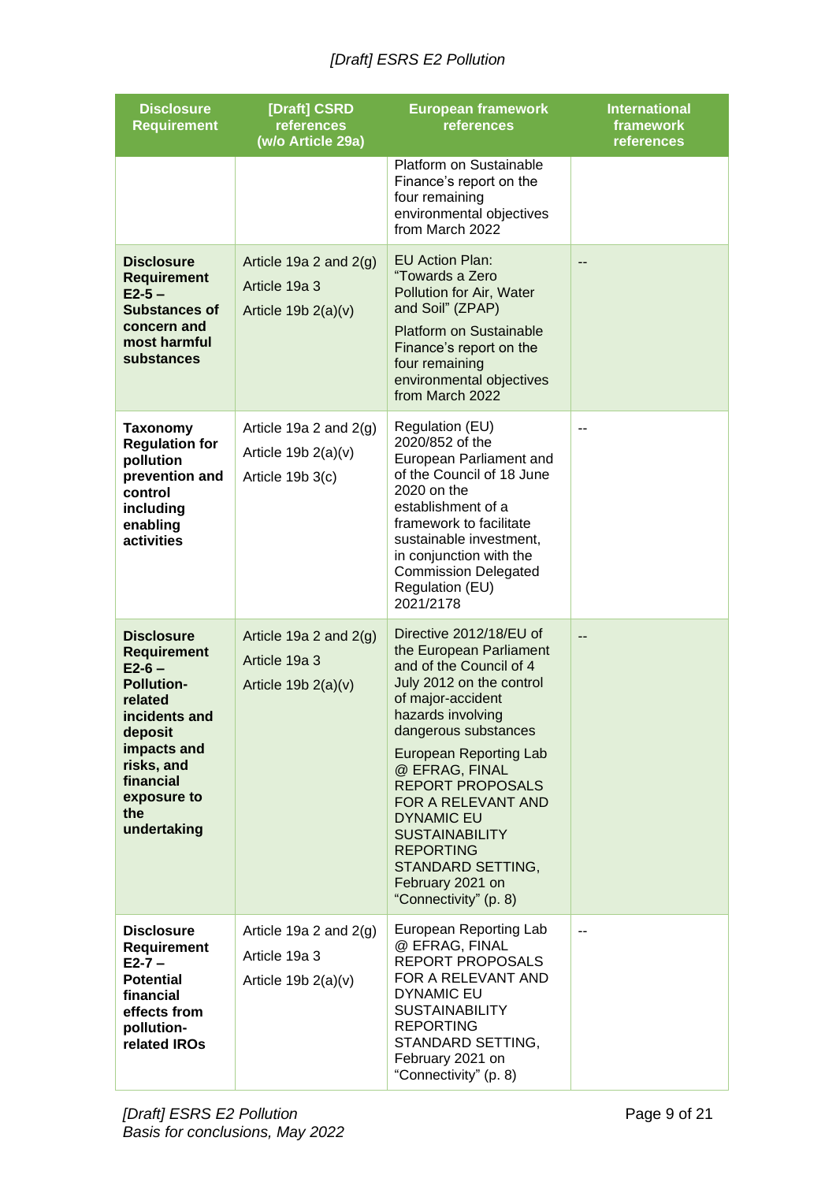| Disclosure Requirement | [Draft] CSRD references (w/o Article 29a) | European framework references | International framework references |
|---|---|---|---|
| | | Platform on Sustainable Finance's report on the four remaining environmental objectives from March 2022 | |
| **Disclosure Requirement E2-5 – Substances of concern and most harmful substances** | Article 19a 2 and 2(g)<br>Article 19a 3<br>Article 19b 2(a)(v) | EU Action Plan: "Towards a Zero Pollution for Air, Water and Soil" (ZPAP)<br>Platform on Sustainable Finance's report on the four remaining environmental objectives from March 2022 | -- |
| **Taxonomy Regulation for pollution prevention and control including enabling activities** | Article 19a 2 and 2(g)<br>Article 19b 2(a)(v)<br>Article 19b 3(c) | Regulation (EU) 2020/852 of the European Parliament and of the Council of 18 June 2020 on the establishment of a framework to facilitate sustainable investment, in conjunction with the Commission Delegated Regulation (EU) 2021/2178 | -- |
| **Disclosure Requirement E2-6 – Pollution-related incidents and deposit impacts and risks, and financial exposure to the undertaking** | Article 19a 2 and 2(g)<br>Article 19a 3<br>Article 19b 2(a)(v) | Directive 2012/18/EU of the European Parliament and of the Council of 4 July 2012 on the control of major-accident hazards involving dangerous substances<br>European Reporting Lab @ EFRAG, FINAL REPORT PROPOSALS FOR A RELEVANT AND DYNAMIC EU SUSTAINABILITY REPORTING STANDARD SETTING, February 2021 on "Connectivity" (p. 8) | -- |
| **Disclosure Requirement E2-7 – Potential financial effects from pollution-related IROs** | Article 19a 2 and 2(g)<br>Article 19a 3<br>Article 19b 2(a)(v) | European Reporting Lab @ EFRAG, FINAL REPORT PROPOSALS FOR A RELEVANT AND DYNAMIC EU SUSTAINABILITY REPORTING STANDARD SETTING, February 2021 on "Connectivity" (p. 8) | -- |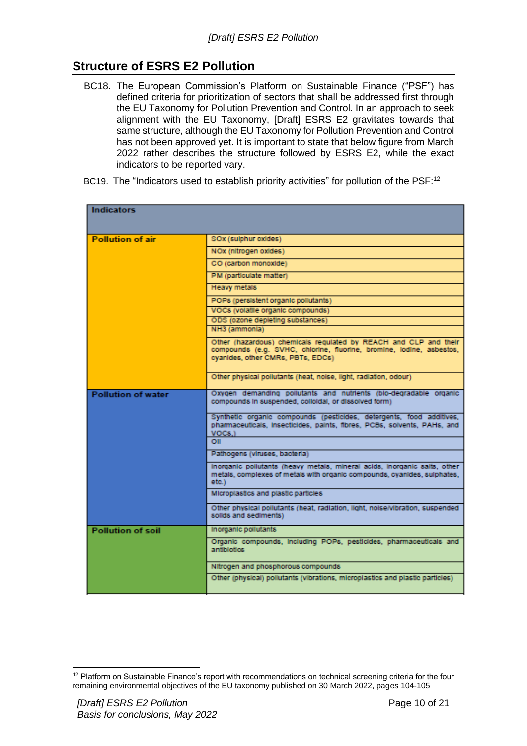## Structure of ESRS E2 Pollution

BC18. The European Commission's Platform on Sustainable Finance ("PSF") has defined criteria for prioritization of sectors that shall be addressed first through the EU Taxonomy for Pollution Prevention and Control. In an approach to seek alignment with the EU Taxonomy, [Draft] ESRS E2 gravitates towards that same structure, although the EU Taxonomy for Pollution Prevention and Control has not been approved yet. It is important to state that below figure from March 2022 rather describes the structure followed by ESRS E2, while the exact indicators to be reported vary.

BC19. The "Indicators used to establish priority activities" for pollution of the PSF:[12]

| **Indicators** | |
|---|---|
| **Pollution of air** | SOx (sulphur oxides) |
| | NOx (nitrogen oxides) |
| | CO (carbon monoxide) |
| | PM (particulate matter) |
| | Heavy metals |
| | POPs (persistent organic pollutants) |
| | VOCs (volatile organic compounds) |
| | ODS (ozone depleting substances) |
| | NH3 (ammonia) |
| | Other (hazardous) chemicals regulated by REACH and CLP and their compounds (e.g. SVHC, chlorine, fluorine, bromine, iodine, asbestos, cyanides, other CMRs, PBTs, EDCs) |
| | Other physical pollutants (heat, noise, light, radiation, odour) |
| **Pollution of water** | Oxygen demanding pollutants and nutrients (bio-degradable organic compounds in suspended, colloidal, or dissolved form) |
| | Synthetic organic compounds (pesticides, detergents, food additives, pharmaceuticals, insecticides, paints, fibres, PCBs, solvents, PAHs, and VOCs,) |
| | Oil |
| | Pathogens (viruses, bacteria) |
| | Inorganic pollutants (heavy metals, mineral acids, inorganic salts, other metals, complexes of metals with organic compounds, cyanides, sulphates, etc.) |
| | Microplastics and plastic particles |
| | Other physical pollutants (heat, radiation, light, noise/vibration, suspended solids and sediments) |
| **Pollution of soil** | Inorganic pollutants |
| | Organic compounds, including POPs, pesticides, pharmaceuticals and antibiotics |
| | Nitrogen and phosphorous compounds |
| | Other (physical) pollutants (vibrations, microplastics and plastic particles) |

[12] Platform on Sustainable Finance's report with recommendations on technical screening criteria for the four remaining environmental objectives of the EU taxonomy published on 30 March 2022, pages 104-105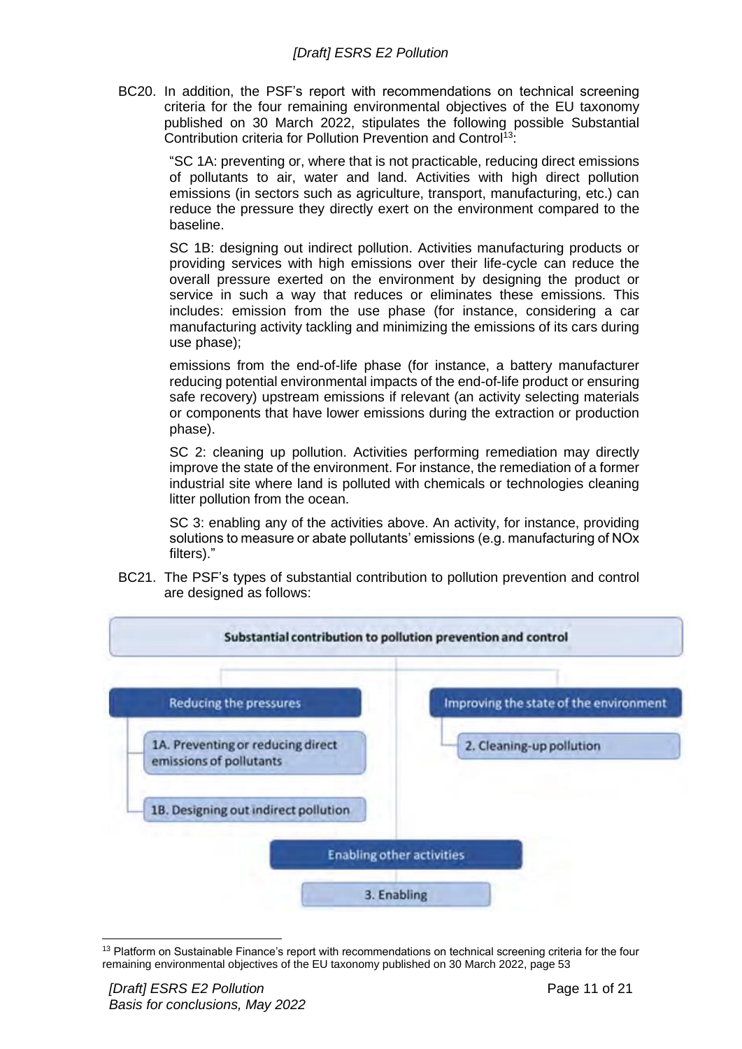BC20. In addition, the PSF's report with recommendations on technical screening criteria for the four remaining environmental objectives of the EU taxonomy published on 30 March 2022, stipulates the following possible Substantial Contribution criteria for Pollution Prevention and Control[13]:

> "SC 1A: preventing or, where that is not practicable, reducing direct emissions of pollutants to air, water and land. Activities with high direct pollution emissions (in sectors such as agriculture, transport, manufacturing, etc.) can reduce the pressure they directly exert on the environment compared to the baseline.
>
> SC 1B: designing out indirect pollution. Activities manufacturing products or providing services with high emissions over their life-cycle can reduce the overall pressure exerted on the environment by designing the product or service in such a way that reduces or eliminates these emissions. This includes: emission from the use phase (for instance, considering a car manufacturing activity tackling and minimizing the emissions of its cars during use phase);
>
> emissions from the end-of-life phase (for instance, a battery manufacturer reducing potential environmental impacts of the end-of-life product or ensuring safe recovery) upstream emissions if relevant (an activity selecting materials or components that have lower emissions during the extraction or production phase).
>
> SC 2: cleaning up pollution. Activities performing remediation may directly improve the state of the environment. For instance, the remediation of a former industrial site where land is polluted with chemicals or technologies cleaning litter pollution from the ocean.
>
> SC 3: enabling any of the activities above. An activity, for instance, providing solutions to measure or abate pollutants' emissions (e.g. manufacturing of NOx filters)."

BC21. The PSF's types of substantial contribution to pollution prevention and control are designed as follows:

**Substantial contribution to pollution prevention and control**

- **Reducing the pressures**
  - 1A. Preventing or reducing direct emissions of pollutants
  - 1B. Designing out indirect pollution
- **Improving the state of the environment**
  - 2. Cleaning-up pollution
- **Enabling other activities**
  - 3. Enabling

[13] Platform on Sustainable Finance's report with recommendations on technical screening criteria for the four remaining environmental objectives of the EU taxonomy published on 30 March 2022, page 53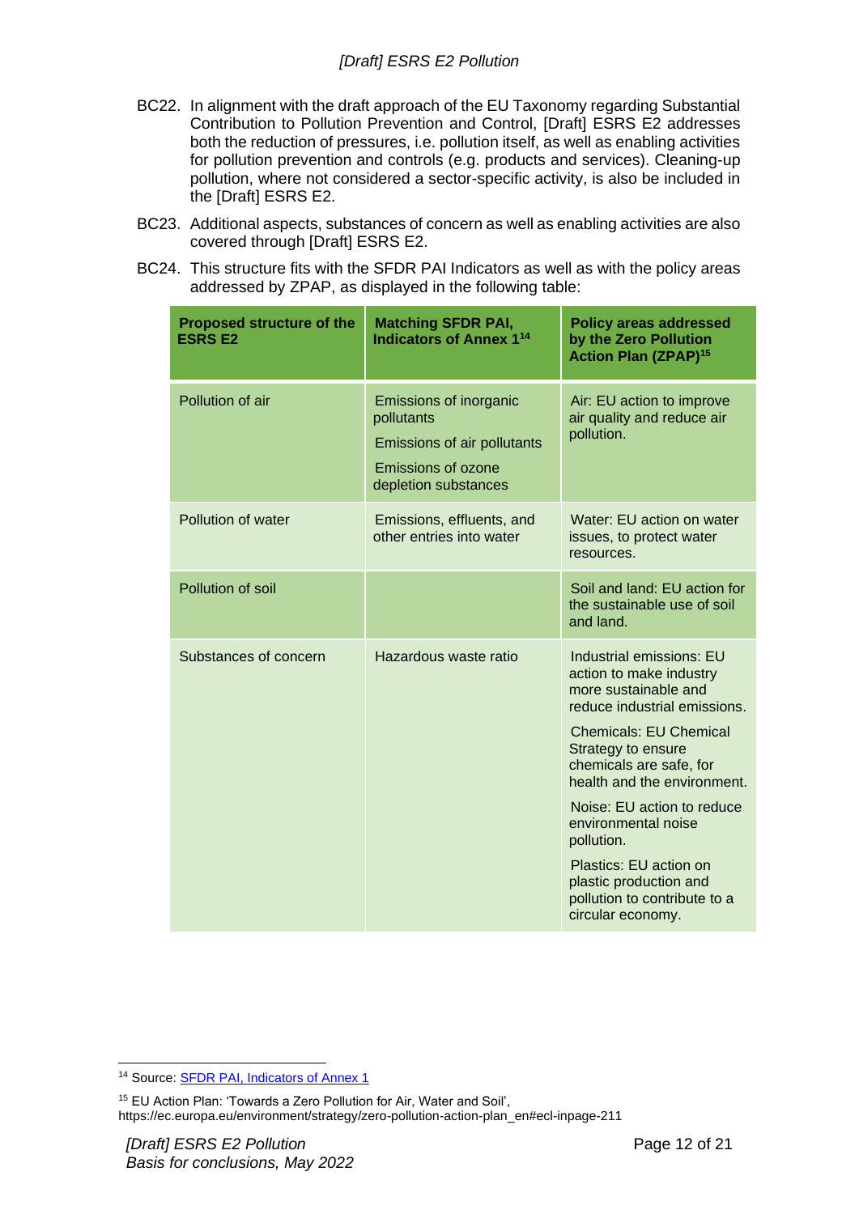BC22. In alignment with the draft approach of the EU Taxonomy regarding Substantial Contribution to Pollution Prevention and Control, [Draft] ESRS E2 addresses both the reduction of pressures, i.e. pollution itself, as well as enabling activities for pollution prevention and controls (e.g. products and services). Cleaning-up pollution, where not considered a sector-specific activity, is also be included in the [Draft] ESRS E2.

BC23. Additional aspects, substances of concern as well as enabling activities are also covered through [Draft] ESRS E2.

BC24. This structure fits with the SFDR PAI Indicators as well as with the policy areas addressed by ZPAP, as displayed in the following table:

| Proposed structure of the ESRS E2 | Matching SFDR PAI, Indicators of Annex 1[14] | Policy areas addressed by the Zero Pollution Action Plan (ZPAP)[15] |
|---|---|---|
| Pollution of air | Emissions of inorganic pollutants<br>Emissions of air pollutants<br>Emissions of ozone depletion substances | Air: EU action to improve air quality and reduce air pollution. |
| Pollution of water | Emissions, effluents, and other entries into water | Water: EU action on water issues, to protect water resources. |
| Pollution of soil | | Soil and land: EU action for the sustainable use of soil and land. |
| Substances of concern | Hazardous waste ratio | Industrial emissions: EU action to make industry more sustainable and reduce industrial emissions.<br>Chemicals: EU Chemical Strategy to ensure chemicals are safe, for health and the environment.<br>Noise: EU action to reduce environmental noise pollution.<br>Plastics: EU action on plastic production and pollution to contribute to a circular economy. |

[14] Source: SFDR PAI, Indicators of Annex 1

[15] EU Action Plan: 'Towards a Zero Pollution for Air, Water and Soil', https://ec.europa.eu/environment/strategy/zero-pollution-action-plan_en#ecl-inpage-211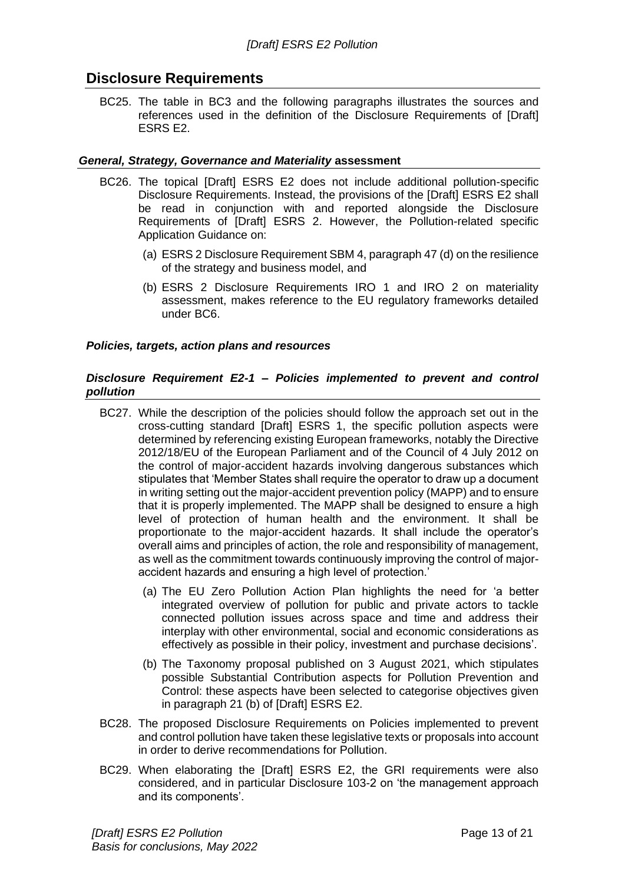## Disclosure Requirements

BC25. The table in BC3 and the following paragraphs illustrates the sources and references used in the definition of the Disclosure Requirements of [Draft] ESRS E2.

### *General, Strategy, Governance and Materiality* assessment

BC26. The topical [Draft] ESRS E2 does not include additional pollution-specific Disclosure Requirements. Instead, the provisions of the [Draft] ESRS E2 shall be read in conjunction with and reported alongside the Disclosure Requirements of [Draft] ESRS 2. However, the Pollution-related specific Application Guidance on:

- (a) ESRS 2 Disclosure Requirement SBM 4, paragraph 47 (d) on the resilience of the strategy and business model, and
- (b) ESRS 2 Disclosure Requirements IRO 1 and IRO 2 on materiality assessment, makes reference to the EU regulatory frameworks detailed under BC6.

### *Policies, targets, action plans and resources*

### *Disclosure Requirement E2-1 – Policies implemented to prevent and control pollution*

BC27. While the description of the policies should follow the approach set out in the cross-cutting standard [Draft] ESRS 1, the specific pollution aspects were determined by referencing existing European frameworks, notably the Directive 2012/18/EU of the European Parliament and of the Council of 4 July 2012 on the control of major-accident hazards involving dangerous substances which stipulates that 'Member States shall require the operator to draw up a document in writing setting out the major-accident prevention policy (MAPP) and to ensure that it is properly implemented. The MAPP shall be designed to ensure a high level of protection of human health and the environment. It shall be proportionate to the major-accident hazards. It shall include the operator's overall aims and principles of action, the role and responsibility of management, as well as the commitment towards continuously improving the control of major-accident hazards and ensuring a high level of protection.'

- (a) The EU Zero Pollution Action Plan highlights the need for 'a better integrated overview of pollution for public and private actors to tackle connected pollution issues across space and time and address their interplay with other environmental, social and economic considerations as effectively as possible in their policy, investment and purchase decisions'.
- (b) The Taxonomy proposal published on 3 August 2021, which stipulates possible Substantial Contribution aspects for Pollution Prevention and Control: these aspects have been selected to categorise objectives given in paragraph 21 (b) of [Draft] ESRS E2.

BC28. The proposed Disclosure Requirements on Policies implemented to prevent and control pollution have taken these legislative texts or proposals into account in order to derive recommendations for Pollution.

BC29. When elaborating the [Draft] ESRS E2, the GRI requirements were also considered, and in particular Disclosure 103-2 on 'the management approach and its components'.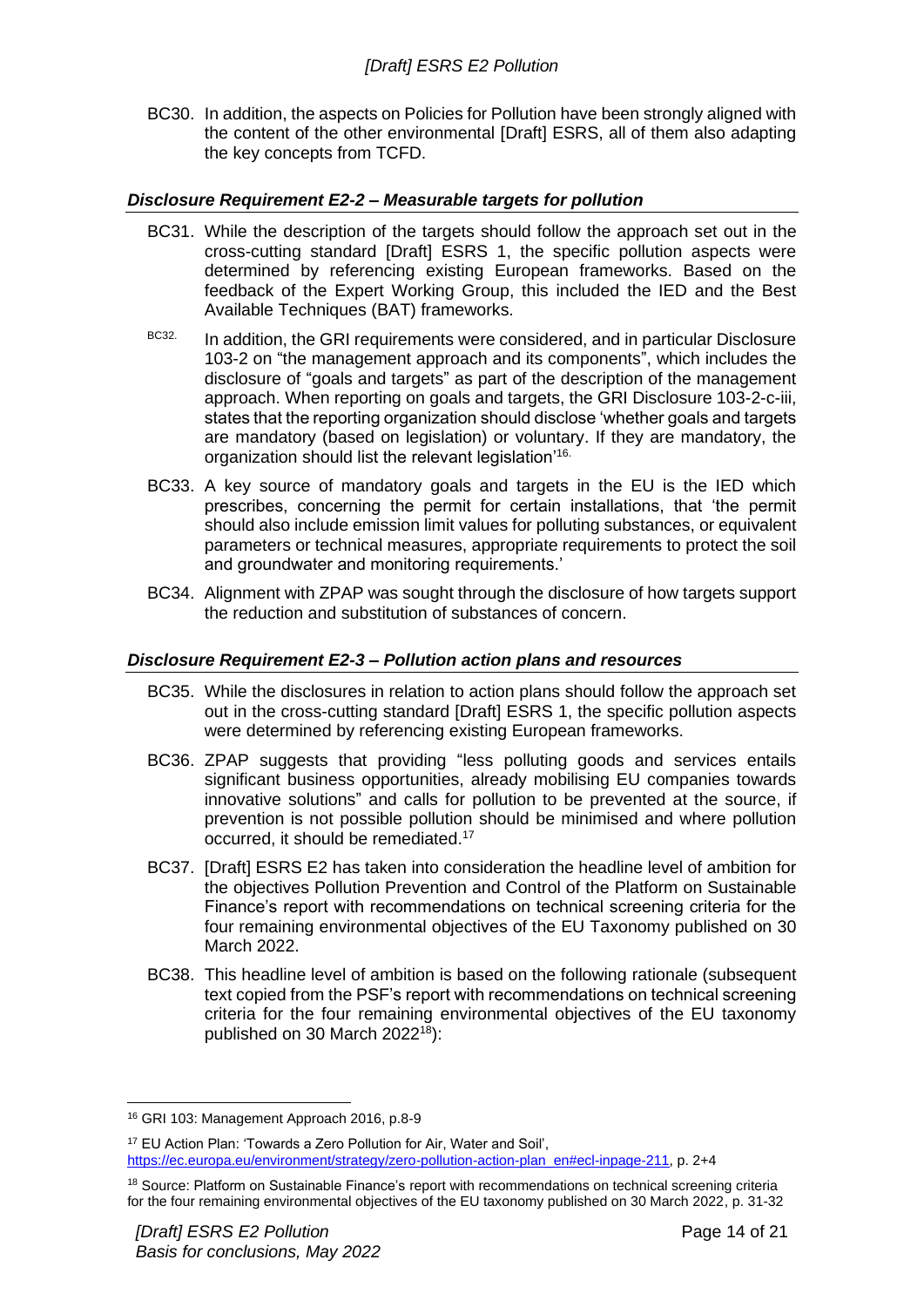BC30. In addition, the aspects on Policies for Pollution have been strongly aligned with the content of the other environmental [Draft] ESRS, all of them also adapting the key concepts from TCFD.

### *Disclosure Requirement E2-2 – Measurable targets for pollution*

BC31. While the description of the targets should follow the approach set out in the cross-cutting standard [Draft] ESRS 1, the specific pollution aspects were determined by referencing existing European frameworks. Based on the feedback of the Expert Working Group, this included the IED and the Best Available Techniques (BAT) frameworks.

BC32. In addition, the GRI requirements were considered, and in particular Disclosure 103-2 on "the management approach and its components", which includes the disclosure of "goals and targets" as part of the description of the management approach. When reporting on goals and targets, the GRI Disclosure 103-2-c-iii, states that the reporting organization should disclose 'whether goals and targets are mandatory (based on legislation) or voluntary. If they are mandatory, the organization should list the relevant legislation'[16].

BC33. A key source of mandatory goals and targets in the EU is the IED which prescribes, concerning the permit for certain installations, that 'the permit should also include emission limit values for polluting substances, or equivalent parameters or technical measures, appropriate requirements to protect the soil and groundwater and monitoring requirements.'

BC34. Alignment with ZPAP was sought through the disclosure of how targets support the reduction and substitution of substances of concern.

### *Disclosure Requirement E2-3 – Pollution action plans and resources*

BC35. While the disclosures in relation to action plans should follow the approach set out in the cross-cutting standard [Draft] ESRS 1, the specific pollution aspects were determined by referencing existing European frameworks.

BC36. ZPAP suggests that providing "less polluting goods and services entails significant business opportunities, already mobilising EU companies towards innovative solutions" and calls for pollution to be prevented at the source, if prevention is not possible pollution should be minimised and where pollution occurred, it should be remediated.[17]

BC37. [Draft] ESRS E2 has taken into consideration the headline level of ambition for the objectives Pollution Prevention and Control of the Platform on Sustainable Finance's report with recommendations on technical screening criteria for the four remaining environmental objectives of the EU Taxonomy published on 30 March 2022.

BC38. This headline level of ambition is based on the following rationale (subsequent text copied from the PSF's report with recommendations on technical screening criteria for the four remaining environmental objectives of the EU taxonomy published on 30 March 2022[18]):

---

[16] GRI 103: Management Approach 2016, p.8-9

[17] EU Action Plan: 'Towards a Zero Pollution for Air, Water and Soil', https://ec.europa.eu/environment/strategy/zero-pollution-action-plan_en#ecl-inpage-211, p. 2+4

[18] Source: Platform on Sustainable Finance's report with recommendations on technical screening criteria for the four remaining environmental objectives of the EU taxonomy published on 30 March 2022, p. 31-32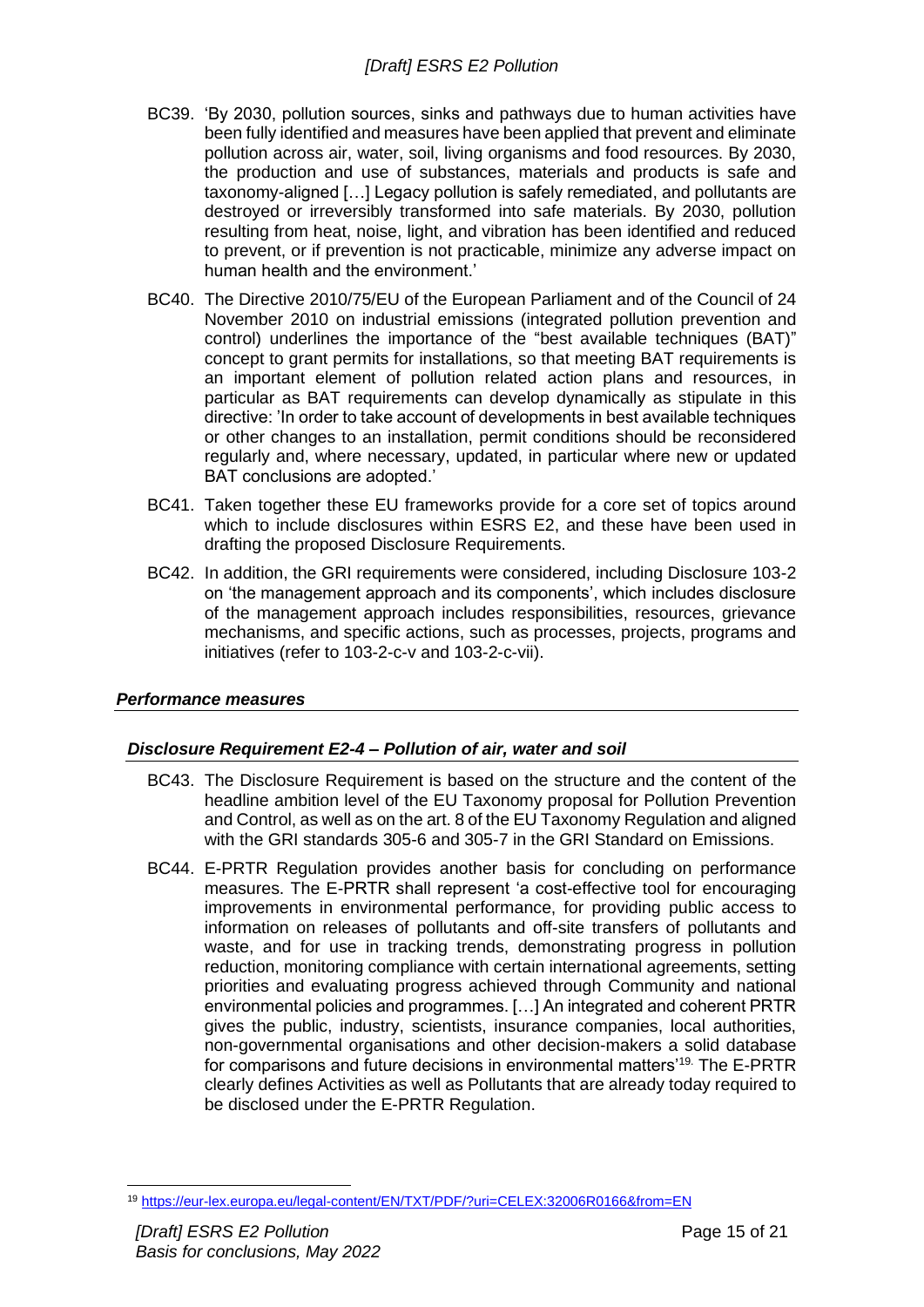BC39. 'By 2030, pollution sources, sinks and pathways due to human activities have been fully identified and measures have been applied that prevent and eliminate pollution across air, water, soil, living organisms and food resources. By 2030, the production and use of substances, materials and products is safe and taxonomy-aligned […] Legacy pollution is safely remediated, and pollutants are destroyed or irreversibly transformed into safe materials. By 2030, pollution resulting from heat, noise, light, and vibration has been identified and reduced to prevent, or if prevention is not practicable, minimize any adverse impact on human health and the environment.'

BC40. The Directive 2010/75/EU of the European Parliament and of the Council of 24 November 2010 on industrial emissions (integrated pollution prevention and control) underlines the importance of the "best available techniques (BAT)" concept to grant permits for installations, so that meeting BAT requirements is an important element of pollution related action plans and resources, in particular as BAT requirements can develop dynamically as stipulate in this directive: 'In order to take account of developments in best available techniques or other changes to an installation, permit conditions should be reconsidered regularly and, where necessary, updated, in particular where new or updated BAT conclusions are adopted.'

BC41. Taken together these EU frameworks provide for a core set of topics around which to include disclosures within ESRS E2, and these have been used in drafting the proposed Disclosure Requirements.

BC42. In addition, the GRI requirements were considered, including Disclosure 103-2 on 'the management approach and its components', which includes disclosure of the management approach includes responsibilities, resources, grievance mechanisms, and specific actions, such as processes, projects, programs and initiatives (refer to 103-2-c-v and 103-2-c-vii).

### *Performance measures*

### *Disclosure Requirement E2-4 – Pollution of air, water and soil*

BC43. The Disclosure Requirement is based on the structure and the content of the headline ambition level of the EU Taxonomy proposal for Pollution Prevention and Control, as well as on the art. 8 of the EU Taxonomy Regulation and aligned with the GRI standards 305-6 and 305-7 in the GRI Standard on Emissions.

BC44. E-PRTR Regulation provides another basis for concluding on performance measures. The E-PRTR shall represent 'a cost-effective tool for encouraging improvements in environmental performance, for providing public access to information on releases of pollutants and off-site transfers of pollutants and waste, and for use in tracking trends, demonstrating progress in pollution reduction, monitoring compliance with certain international agreements, setting priorities and evaluating progress achieved through Community and national environmental policies and programmes. […] An integrated and coherent PRTR gives the public, industry, scientists, insurance companies, local authorities, non-governmental organisations and other decision-makers a solid database for comparisons and future decisions in environmental matters'[19]. The E-PRTR clearly defines Activities as well as Pollutants that are already today required to be disclosed under the E-PRTR Regulation.

[19] https://eur-lex.europa.eu/legal-content/EN/TXT/PDF/?uri=CELEX:32006R0166&from=EN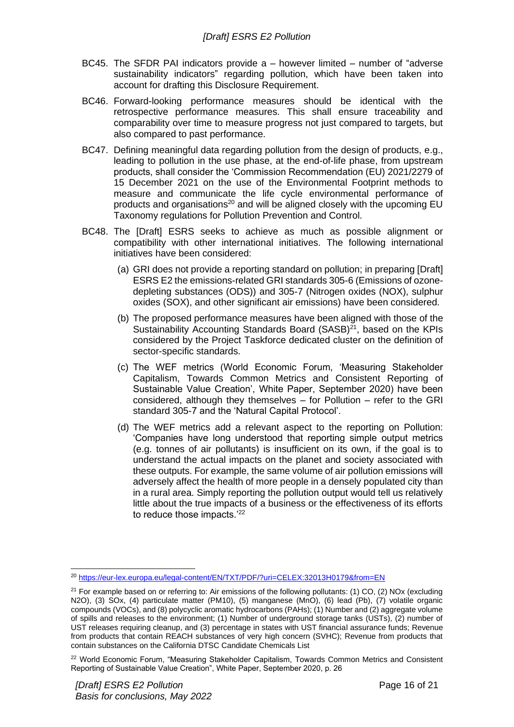BC45. The SFDR PAI indicators provide a – however limited – number of "adverse sustainability indicators" regarding pollution, which have been taken into account for drafting this Disclosure Requirement.

BC46. Forward-looking performance measures should be identical with the retrospective performance measures. This shall ensure traceability and comparability over time to measure progress not just compared to targets, but also compared to past performance.

BC47. Defining meaningful data regarding pollution from the design of products, e.g., leading to pollution in the use phase, at the end-of-life phase, from upstream products, shall consider the 'Commission Recommendation (EU) 2021/2279 of 15 December 2021 on the use of the Environmental Footprint methods to measure and communicate the life cycle environmental performance of products and organisations[20] and will be aligned closely with the upcoming EU Taxonomy regulations for Pollution Prevention and Control.

BC48. The [Draft] ESRS seeks to achieve as much as possible alignment or compatibility with other international initiatives. The following international initiatives have been considered:

(a) GRI does not provide a reporting standard on pollution; in preparing [Draft] ESRS E2 the emissions-related GRI standards 305-6 (Emissions of ozone-depleting substances (ODS)) and 305-7 (Nitrogen oxides (NOX), sulphur oxides (SOX), and other significant air emissions) have been considered.

(b) The proposed performance measures have been aligned with those of the Sustainability Accounting Standards Board (SASB)[21], based on the KPIs considered by the Project Taskforce dedicated cluster on the definition of sector-specific standards.

(c) The WEF metrics (World Economic Forum, 'Measuring Stakeholder Capitalism, Towards Common Metrics and Consistent Reporting of Sustainable Value Creation', White Paper, September 2020) have been considered, although they themselves – for Pollution – refer to the GRI standard 305-7 and the 'Natural Capital Protocol'.

(d) The WEF metrics add a relevant aspect to the reporting on Pollution: 'Companies have long understood that reporting simple output metrics (e.g. tonnes of air pollutants) is insufficient on its own, if the goal is to understand the actual impacts on the planet and society associated with these outputs. For example, the same volume of air pollution emissions will adversely affect the health of more people in a densely populated city than in a rural area. Simply reporting the pollution output would tell us relatively little about the true impacts of a business or the effectiveness of its efforts to reduce those impacts.'[22]

---

[20] https://eur-lex.europa.eu/legal-content/EN/TXT/PDF/?uri=CELEX:32013H0179&from=EN

[21] For example based on or referring to: Air emissions of the following pollutants: (1) CO, (2) NOx (excluding N2O), (3) SOx, (4) particulate matter (PM10), (5) manganese (MnO), (6) lead (Pb), (7) volatile organic compounds (VOCs), and (8) polycyclic aromatic hydrocarbons (PAHs); (1) Number and (2) aggregate volume of spills and releases to the environment; (1) Number of underground storage tanks (USTs), (2) number of UST releases requiring cleanup, and (3) percentage in states with UST financial assurance funds; Revenue from products that contain REACH substances of very high concern (SVHC); Revenue from products that contain substances on the California DTSC Candidate Chemicals List

[22] World Economic Forum, "Measuring Stakeholder Capitalism, Towards Common Metrics and Consistent Reporting of Sustainable Value Creation", White Paper, September 2020, p. 26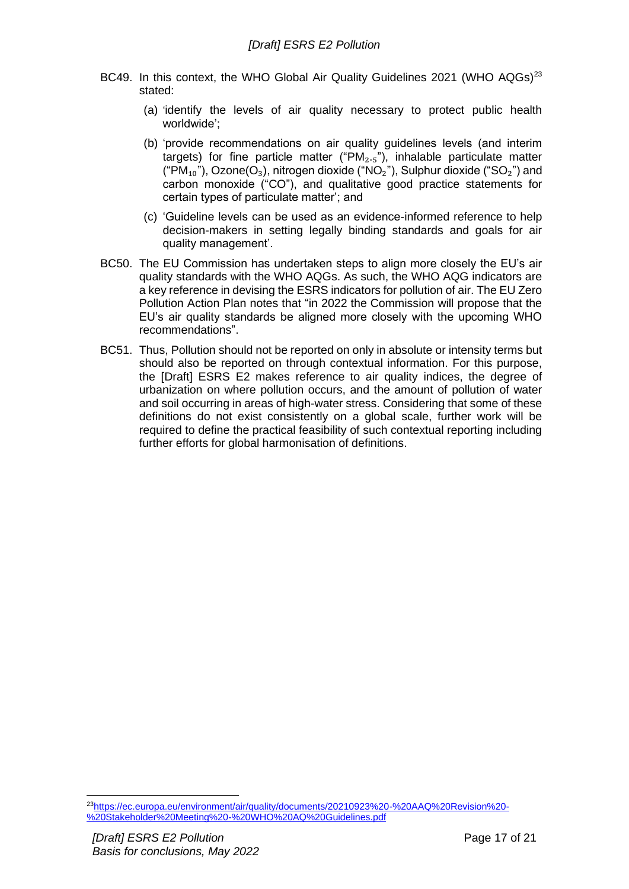BC49. In this context, the WHO Global Air Quality Guidelines 2021 (WHO AQGs)[23] stated:

(a) 'identify the levels of air quality necessary to protect public health worldwide';

(b) 'provide recommendations on air quality guidelines levels (and interim targets) for fine particle matter ("$PM_{2.5}$"), inhalable particulate matter ("$PM_{10}$"), Ozone($O_3$), nitrogen dioxide ("$NO_2$"), Sulphur dioxide ("$SO_2$") and carbon monoxide ("CO"), and qualitative good practice statements for certain types of particulate matter'; and

(c) 'Guideline levels can be used as an evidence-informed reference to help decision-makers in setting legally binding standards and goals for air quality management'.

BC50. The EU Commission has undertaken steps to align more closely the EU's air quality standards with the WHO AQGs. As such, the WHO AQG indicators are a key reference in devising the ESRS indicators for pollution of air. The EU Zero Pollution Action Plan notes that "in 2022 the Commission will propose that the EU's air quality standards be aligned more closely with the upcoming WHO recommendations".

BC51. Thus, Pollution should not be reported on only in absolute or intensity terms but should also be reported on through contextual information. For this purpose, the [Draft] ESRS E2 makes reference to air quality indices, the degree of urbanization on where pollution occurs, and the amount of pollution of water and soil occurring in areas of high-water stress. Considering that some of these definitions do not exist consistently on a global scale, further work will be required to define the practical feasibility of such contextual reporting including further efforts for global harmonisation of definitions.

[23] https://ec.europa.eu/environment/air/quality/documents/20210923%20-%20AAQ%20Revision%20-%20Stakeholder%20Meeting%20-%20WHO%20AQ%20Guidelines.pdf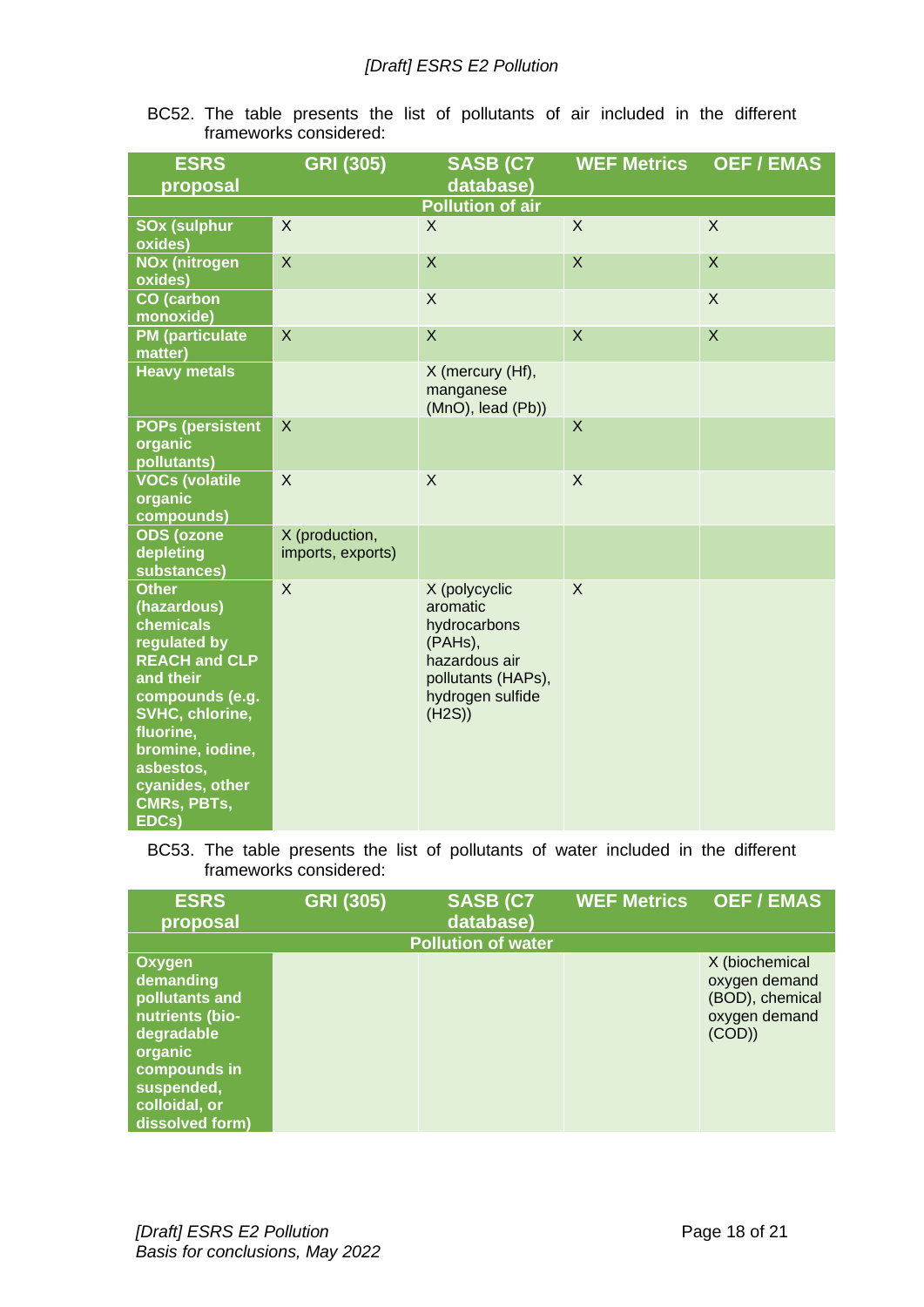BC52. The table presents the list of pollutants of air included in the different frameworks considered:

| ESRS proposal | GRI (305) | SASB (C7 database) | WEF Metrics | OEF / EMAS |
|---|---|---|---|---|
| **Pollution of air** | | | | |
| **SOx (sulphur oxides)** | X | X | X | X |
| **NOx (nitrogen oxides)** | X | X | X | X |
| **CO (carbon monoxide)** | | X | | X |
| **PM (particulate matter)** | X | X | X | X |
| **Heavy metals** | | X (mercury (Hf), manganese (MnO), lead (Pb)) | | |
| **POPs (persistent organic pollutants)** | X | | X | |
| **VOCs (volatile organic compounds)** | X | X | X | |
| **ODS (ozone depleting substances)** | X (production, imports, exports) | | | |
| **Other (hazardous) chemicals regulated by REACH and CLP and their compounds (e.g. SVHC, chlorine, fluorine, bromine, iodine, asbestos, cyanides, other CMRs, PBTs, EDCs)** | X | X (polycyclic aromatic hydrocarbons (PAHs), hazardous air pollutants (HAPs), hydrogen sulfide (H2S)) | X | |

BC53. The table presents the list of pollutants of water included in the different frameworks considered:

| ESRS proposal | GRI (305) | SASB (C7 database) | WEF Metrics | OEF / EMAS |
|---|---|---|---|---|
| **Pollution of water** | | | | |
| **Oxygen demanding pollutants and nutrients (bio-degradable organic compounds in suspended, colloidal, or dissolved form)** | | | | X (biochemical oxygen demand (BOD), chemical oxygen demand (COD)) |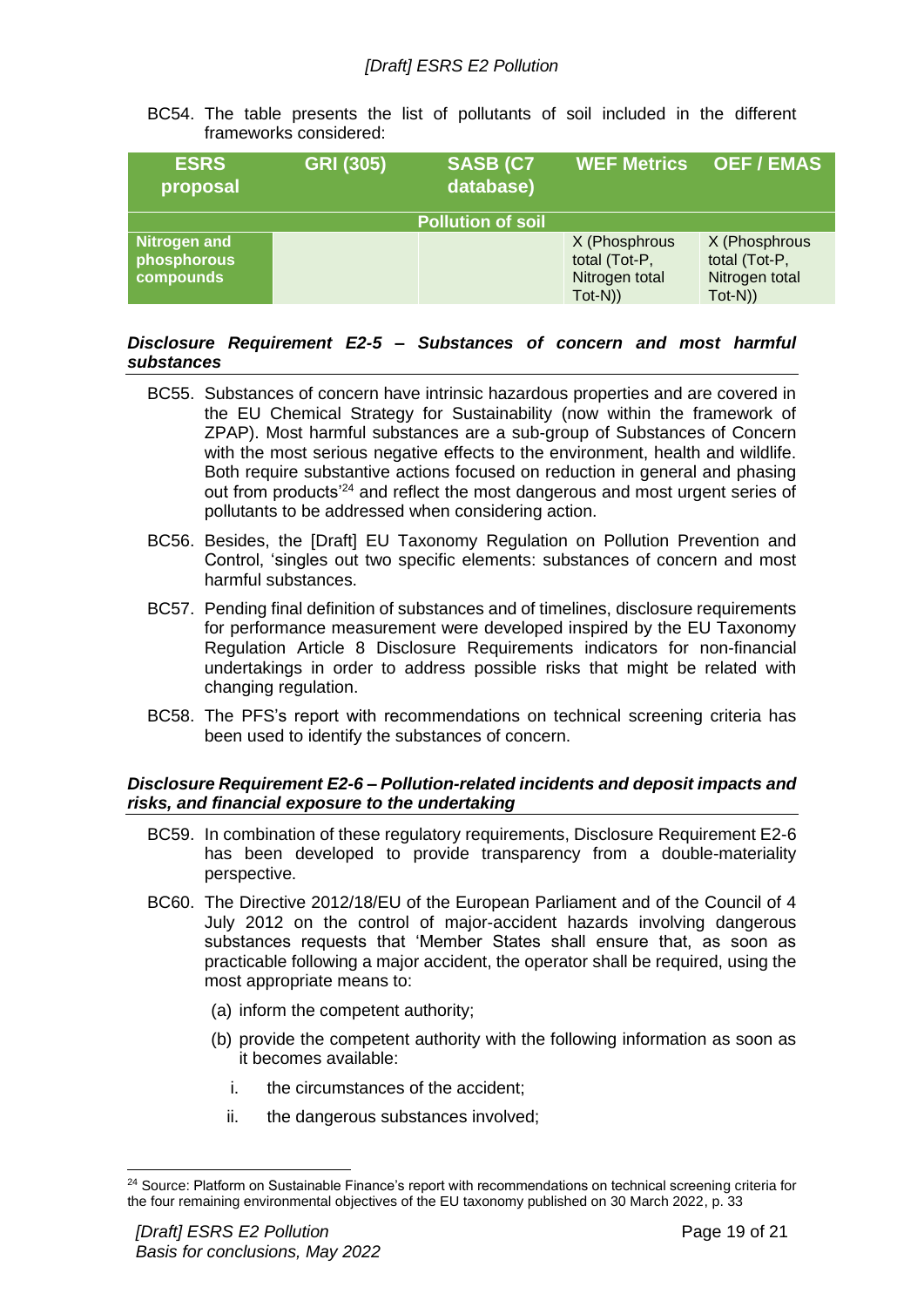BC54. The table presents the list of pollutants of soil included in the different frameworks considered:

| ESRS proposal | GRI (305) | SASB (C7 database) | WEF Metrics | OEF / EMAS |
|---|---|---|---|---|
| **Pollution of soil** | | | | |
| **Nitrogen and phosphorous compounds** | | | X (Phosphrous total (Tot-P, Nitrogen total Tot-N)) | X (Phosphrous total (Tot-P, Nitrogen total Tot-N)) |

### *Disclosure Requirement E2-5 – Substances of concern and most harmful substances*

BC55. Substances of concern have intrinsic hazardous properties and are covered in the EU Chemical Strategy for Sustainability (now within the framework of ZPAP). Most harmful substances are a sub-group of Substances of Concern with the most serious negative effects to the environment, health and wildlife. Both require substantive actions focused on reduction in general and phasing out from products'[24] and reflect the most dangerous and most urgent series of pollutants to be addressed when considering action.

BC56. Besides, the [Draft] EU Taxonomy Regulation on Pollution Prevention and Control, 'singles out two specific elements: substances of concern and most harmful substances.

BC57. Pending final definition of substances and of timelines, disclosure requirements for performance measurement were developed inspired by the EU Taxonomy Regulation Article 8 Disclosure Requirements indicators for non-financial undertakings in order to address possible risks that might be related with changing regulation.

BC58. The PFS's report with recommendations on technical screening criteria has been used to identify the substances of concern.

### *Disclosure Requirement E2-6 – Pollution-related incidents and deposit impacts and risks, and financial exposure to the undertaking*

BC59. In combination of these regulatory requirements, Disclosure Requirement E2-6 has been developed to provide transparency from a double-materiality perspective.

BC60. The Directive 2012/18/EU of the European Parliament and of the Council of 4 July 2012 on the control of major-accident hazards involving dangerous substances requests that 'Member States shall ensure that, as soon as practicable following a major accident, the operator shall be required, using the most appropriate means to:

(a) inform the competent authority;

(b) provide the competent authority with the following information as soon as it becomes available:

i. the circumstances of the accident;

ii. the dangerous substances involved;

---

[24] Source: Platform on Sustainable Finance's report with recommendations on technical screening criteria for the four remaining environmental objectives of the EU taxonomy published on 30 March 2022, p. 33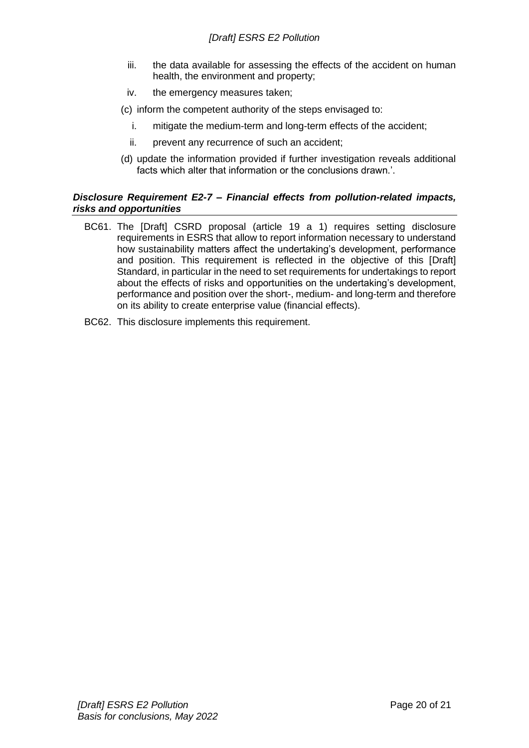iii. the data available for assessing the effects of the accident on human health, the environment and property;

   iv. the emergency measures taken;

(c) inform the competent authority of the steps envisaged to:

   i. mitigate the medium-term and long-term effects of the accident;

   ii. prevent any recurrence of such an accident;

(d) update the information provided if further investigation reveals additional facts which alter that information or the conclusions drawn.'.

### *Disclosure Requirement E2-7 – Financial effects from pollution-related impacts, risks and opportunities*

BC61. The [Draft] CSRD proposal (article 19 a 1) requires setting disclosure requirements in ESRS that allow to report information necessary to understand how sustainability matters affect the undertaking's development, performance and position. This requirement is reflected in the objective of this [Draft] Standard, in particular in the need to set requirements for undertakings to report about the effects of risks and opportunities on the undertaking's development, performance and position over the short-, medium- and long-term and therefore on its ability to create enterprise value (financial effects).

BC62. This disclosure implements this requirement.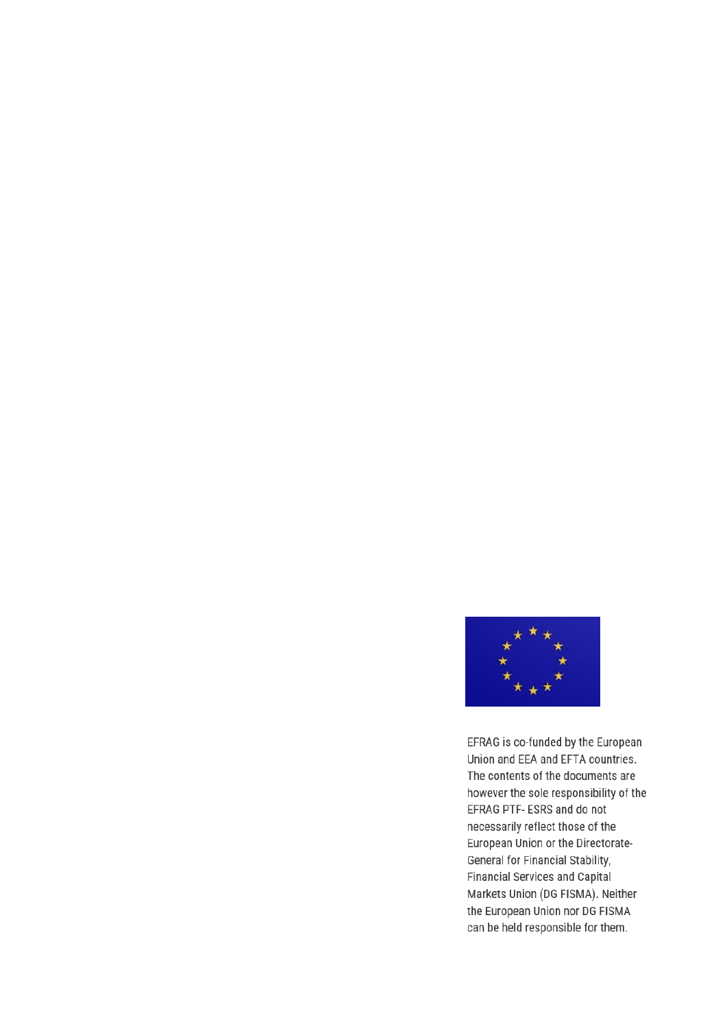EFRAG is co-funded by the European Union and EEA and EFTA countries. The contents of the documents are however the sole responsibility of the EFRAG PTF- ESRS and do not necessarily reflect those of the European Union or the Directorate-General for Financial Stability, Financial Services and Capital Markets Union (DG FISMA). Neither the European Union nor DG FISMA can be held responsible for them.